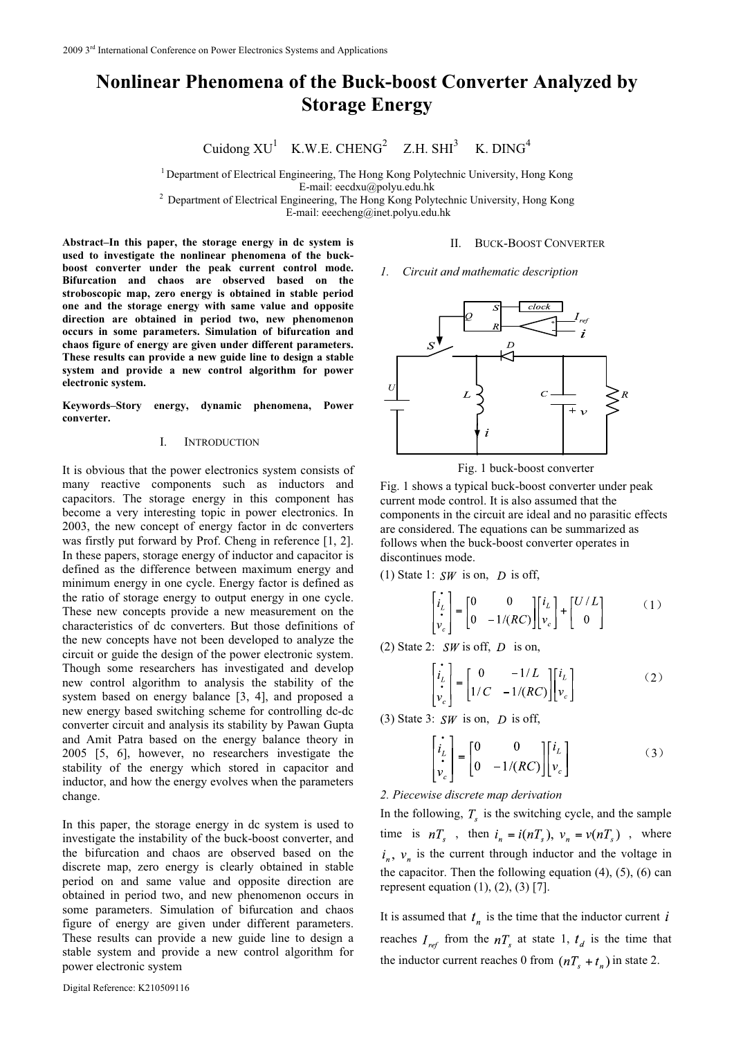# Nonlinear Phenomena of the Buck-boost Converter Analyzed by Storage Energy

Cuidong XU[1] K.W.E. CHENG[2] Z.H. SHI[3] K. DING[4]

[1] Department of Electrical Engineering, The Hong Kong Polytechnic University, Hong Kong
E-mail: eecdxu@polyu.edu.hk
[2] Department of Electrical Engineering, The Hong Kong Polytechnic University, Hong Kong
E-mail: eeecheng@inet.polyu.edu.hk

**Abstract–In this paper, the storage energy in dc system is used to investigate the nonlinear phenomena of the buck-boost converter under the peak current control mode. Bifurcation and chaos are observed based on the stroboscopic map, zero energy is obtained in stable period one and the storage energy with same value and opposite direction are obtained in period two, new phenomenon occurs in some parameters. Simulation of bifurcation and chaos figure of energy are given under different parameters. These results can provide a new guide line to design a stable system and provide a new control algorithm for power electronic system.**

**Keywords–Story energy, dynamic phenomena, Power converter.**

## I. INTRODUCTION

It is obvious that the power electronics system consists of many reactive components such as inductors and capacitors. The storage energy in this component has become a very interesting topic in power electronics. In 2003, the new concept of energy factor in dc converters was firstly put forward by Prof. Cheng in reference [1, 2]. In these papers, storage energy of inductor and capacitor is defined as the difference between maximum energy and minimum energy in one cycle. Energy factor is defined as the ratio of storage energy to output energy in one cycle. These new concepts provide a new measurement on the characteristics of dc converters. But those definitions of the new concepts have not been developed to analyze the circuit or guide the design of the power electronic system. Though some researchers has investigated and develop new control algorithm to analysis the stability of the system based on energy balance [3, 4], and proposed a new energy based switching scheme for controlling dc-dc converter circuit and analysis its stability by Pawan Gupta and Amit Patra based on the energy balance theory in 2005 [5, 6], however, no researchers investigate the stability of the energy which stored in capacitor and inductor, and how the energy evolves when the parameters change.

In this paper, the storage energy in dc system is used to investigate the instability of the buck-boost converter, and the bifurcation and chaos are observed based on the discrete map, zero energy is clearly obtained in stable period on and same value and opposite direction are obtained in period two, and new phenomenon occurs in some parameters. Simulation of bifurcation and chaos figure of energy are given under different parameters. These results can provide a new guide line to design a stable system and provide a new control algorithm for power electronic system

## II. BUCK-BOOST CONVERTER

### 1. Circuit and mathematic description

Fig. 1 buck-boost converter

Fig. 1 shows a typical buck-boost converter under peak current mode control. It is also assumed that the components in the circuit are ideal and no parasitic effects are considered. The equations can be summarized as follows when the buck-boost converter operates in discontinues mode.

(1) State 1: $SW$ is on, $D$ is off,

$$\begin{bmatrix} \dot{i}_L \\ \dot{v}_c \end{bmatrix} = \begin{bmatrix} 0 & 0 \\ 0 & -1/(RC) \end{bmatrix} \begin{bmatrix} i_L \\ v_c \end{bmatrix} + \begin{bmatrix} U/L \\ 0 \end{bmatrix} \quad (1)$$

(2) State 2: $SW$ is off, $D$ is on,

$$\begin{bmatrix} \dot{i}_L \\ \dot{v}_c \end{bmatrix} = \begin{bmatrix} 0 & -1/L \\ 1/C & -1/(RC) \end{bmatrix} \begin{bmatrix} i_L \\ v_c \end{bmatrix} \quad (2)$$

(3) State 3: $SW$ is on, $D$ is off,

$$\begin{bmatrix} \dot{i}_L \\ \dot{v}_c \end{bmatrix} = \begin{bmatrix} 0 & 0 \\ 0 & -1/(RC) \end{bmatrix} \begin{bmatrix} i_L \\ v_c \end{bmatrix} \quad (3)$$

### 2. Piecewise discrete map derivation

In the following, $T_s$ is the switching cycle, and the sample time is $nT_s$, then $i_n = i(nT_s),\ v_n = v(nT_s)$, where $i_n,\ v_n$ is the current through inductor and the voltage in the capacitor. Then the following equation (4), (5), (6) can represent equation (1), (2), (3) [7].

It is assumed that $t_n$ is the time that the inductor current $i$ reaches $I_{ref}$ from the $nT_s$ at state 1, $t_d$ is the time that the inductor current reaches 0 from $(nT_s + t_n)$ in state 2.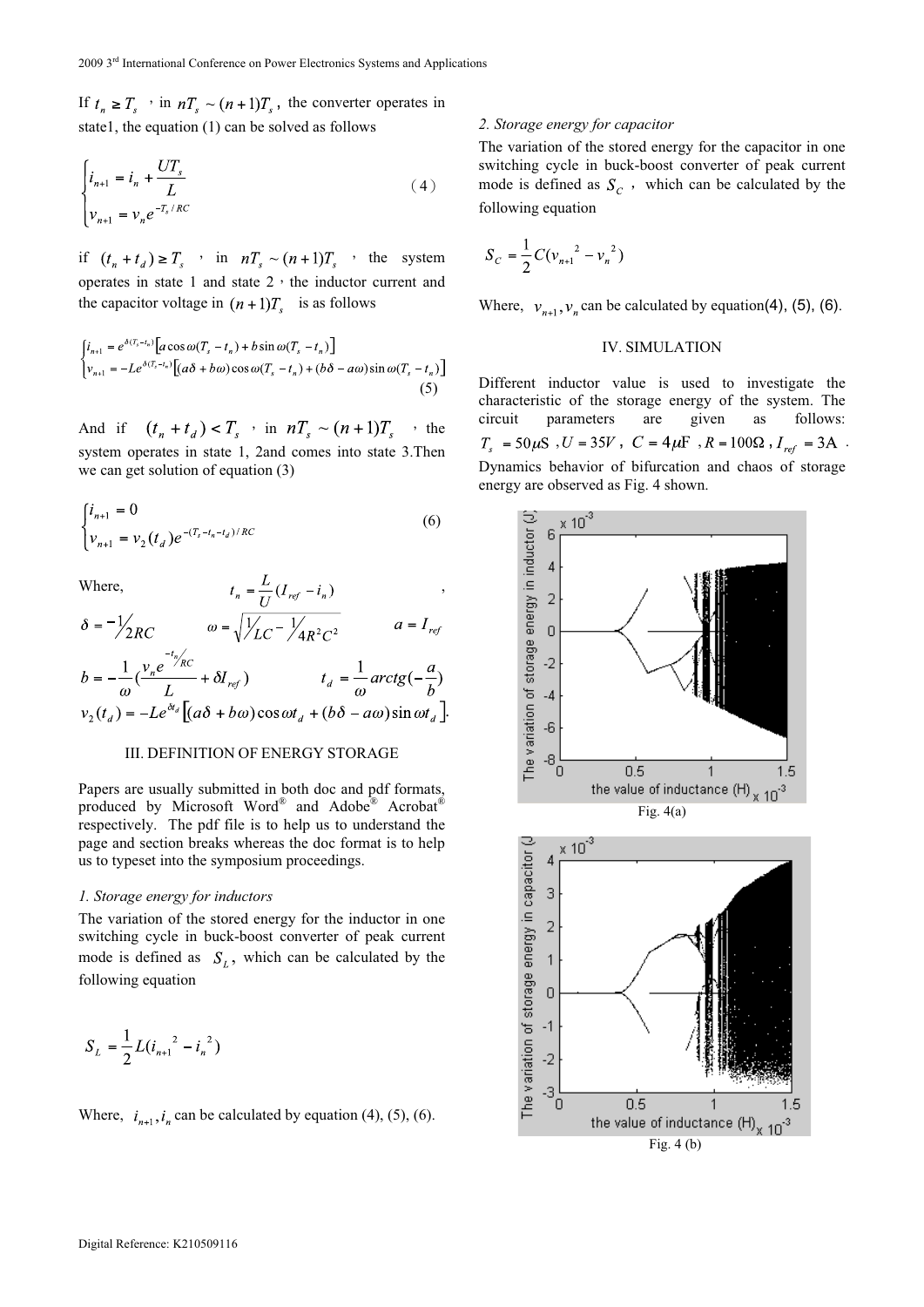If $t_n \geq T_s$ , in $nT_s \sim (n+1)T_s$, the converter operates in state1, the equation (1) can be solved as follows

$$\begin{cases} i_{n+1} = i_n + \dfrac{UT_s}{L} \\ v_{n+1} = v_n e^{-T_s/RC} \end{cases} \tag{4}$$

if $(t_n + t_d) \geq T_s$ , in $nT_s \sim (n+1)T_s$ , the system operates in state 1 and state 2, the inductor current and the capacitor voltage in $(n+1)T_s$ is as follows

$$\begin{cases} i_{n+1} = e^{\delta(T_s - t_n)}\left[a\cos\omega(T_s - t_n) + b\sin\omega(T_s - t_n)\right] \\ v_{n+1} = -Le^{\delta(T_s - t_n)}\left[(a\delta + b\omega)\cos\omega(T_s - t_n) + (b\delta - a\omega)\sin\omega(T_s - t_n)\right] \end{cases} \tag{5}$$

And if $(t_n + t_d) < T_s$ , in $nT_s \sim (n+1)T_s$ , the system operates in state 1, 2and comes into state 3.Then we can get solution of equation (3)

$$\begin{cases} i_{n+1} = 0 \\ v_{n+1} = v_2(t_d)e^{-(T_s - t_n - t_d)/RC} \end{cases} \tag{6}$$

Where, $t_n = \dfrac{L}{U}(I_{ref} - i_n)$ ,

$\delta = -\dfrac{1}{2RC}$ $\quad \omega = \sqrt{\dfrac{1}{LC} - \dfrac{1}{4R^2C^2}}$ $\quad a = I_{ref}$

$b = -\dfrac{1}{\omega}\left(\dfrac{v_n e^{-t_n/RC}}{L} + \delta I_{ref}\right)$ $\quad t_d = \dfrac{1}{\omega}arctg\left(-\dfrac{a}{b}\right)$

$v_2(t_d) = -Le^{\delta t_d}\left[(a\delta + b\omega)\cos\omega t_d + (b\delta - a\omega)\sin\omega t_d\right].$

## III. DEFINITION OF ENERGY STORAGE

Papers are usually submitted in both doc and pdf formats, produced by Microsoft Word® and Adobe® Acrobat® respectively. The pdf file is to help us to understand the page and section breaks whereas the doc format is to help us to typeset into the symposium proceedings.

### *1. Storage energy for inductors*

The variation of the stored energy for the inductor in one switching cycle in buck-boost converter of peak current mode is defined as $S_L$, which can be calculated by the following equation

$$S_L = \frac{1}{2}L(i_{n+1}{}^2 - i_n{}^2)$$

Where, $i_{n+1}, i_n$ can be calculated by equation (4), (5), (6).

### *2. Storage energy for capacitor*

The variation of the stored energy for the capacitor in one switching cycle in buck-boost converter of peak current mode is defined as $S_C$ , which can be calculated by the following equation

$$S_C = \frac{1}{2}C(v_{n+1}{}^2 - v_n{}^2)$$

Where, $v_{n+1}, v_n$ can be calculated by equation(4), (5), (6).

## IV. SIMULATION

Different inductor value is used to investigate the characteristic of the storage energy of the system. The circuit parameters are given as follows: $T_s = 50\mu S$ , $U = 35V$ , $C = 4\mu F$ , $R = 100\Omega$ , $I_{ref} = 3A$ . Dynamics behavior of bifurcation and chaos of storage energy are observed as Fig. 4 shown.

Fig. 4(a)

Fig. 4 (b)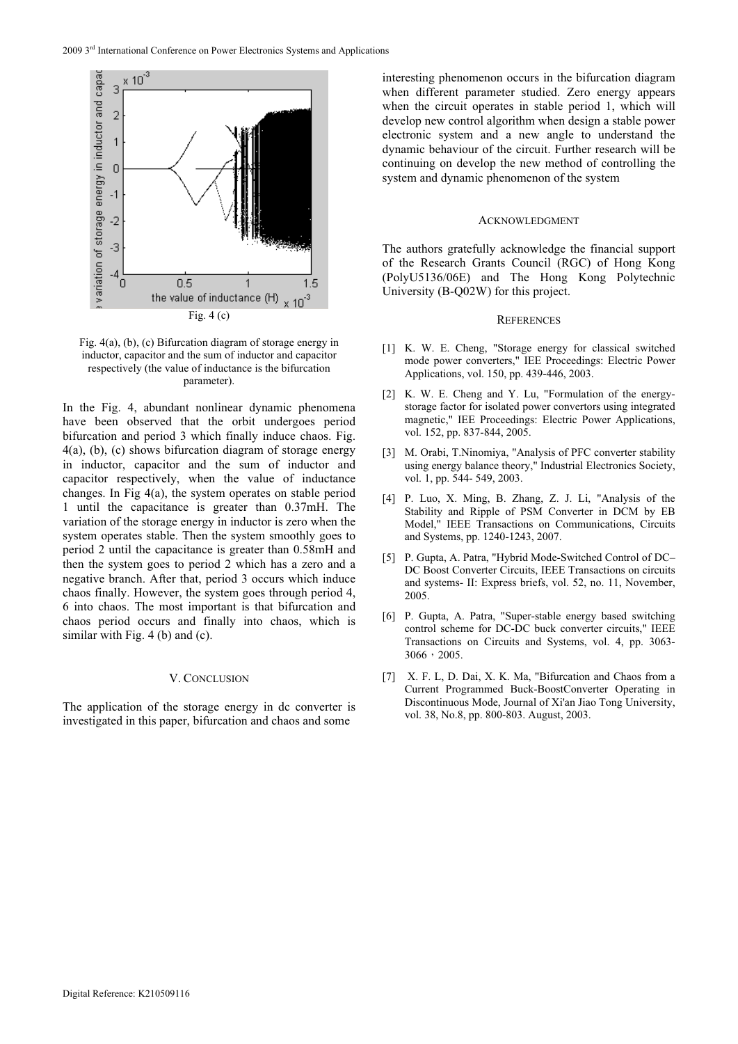x 10^-3

3

2

1

0

-1

-2

-3

-4

0 0.5 1 1.5

the value of inductance (H) x 10^-3

variation of storage energy in inductor and capac

Fig. 4 (c)

Fig. 4(a), (b), (c) Bifurcation diagram of storage energy in inductor, capacitor and the sum of inductor and capacitor respectively (the value of inductance is the bifurcation parameter).

In the Fig. 4, abundant nonlinear dynamic phenomena have been observed that the orbit undergoes period bifurcation and period 3 which finally induce chaos. Fig. 4(a), (b), (c) shows bifurcation diagram of storage energy in inductor, capacitor and the sum of inductor and capacitor respectively, when the value of inductance changes. In Fig 4(a), the system operates on stable period 1 until the capacitance is greater than 0.37mH. The variation of the storage energy in inductor is zero when the system operates stable. Then the system smoothly goes to period 2 until the capacitance is greater than 0.58mH and then the system goes to period 2 which has a zero and a negative branch. After that, period 3 occurs which induce chaos finally. However, the system goes through period 4, 6 into chaos. The most important is that bifurcation and chaos period occurs and finally into chaos, which is similar with Fig. 4 (b) and (c).

## V. CONCLUSION

The application of the storage energy in dc converter is investigated in this paper, bifurcation and chaos and some interesting phenomenon occurs in the bifurcation diagram when different parameter studied. Zero energy appears when the circuit operates in stable period 1, which will develop new control algorithm when design a stable power electronic system and a new angle to understand the dynamic behaviour of the circuit. Further research will be continuing on develop the new method of controlling the system and dynamic phenomenon of the system

## ACKNOWLEDGMENT

The authors gratefully acknowledge the financial support of the Research Grants Council (RGC) of Hong Kong (PolyU5136/06E) and The Hong Kong Polytechnic University (B-Q02W) for this project.

## REFERENCES

[1] K. W. E. Cheng, "Storage energy for classical switched mode power converters," IEE Proceedings: Electric Power Applications, vol. 150, pp. 439-446, 2003.

[2] K. W. E. Cheng and Y. Lu, "Formulation of the energy-storage factor for isolated power convertors using integrated magnetic," IEE Proceedings: Electric Power Applications, vol. 152, pp. 837-844, 2005.

[3] M. Orabi, T.Ninomiya, "Analysis of PFC converter stability using energy balance theory," Industrial Electronics Society, vol. 1, pp. 544- 549, 2003.

[4] P. Luo, X. Ming, B. Zhang, Z. J. Li, "Analysis of the Stability and Ripple of PSM Converter in DCM by EB Model," IEEE Transactions on Communications, Circuits and Systems, pp. 1240-1243, 2007.

[5] P. Gupta, A. Patra, "Hybrid Mode-Switched Control of DC–DC Boost Converter Circuits, IEEE Transactions on circuits and systems- II: Express briefs, vol. 52, no. 11, November, 2005.

[6] P. Gupta, A. Patra, "Super-stable energy based switching control scheme for DC-DC buck converter circuits," IEEE Transactions on Circuits and Systems, vol. 4, pp. 3063-3066，2005.

[7] X. F. L, D. Dai, X. K. Ma, "Bifurcation and Chaos from a Current Programmed Buck-BoostConverter Operating in Discontinuous Mode, Journal of Xi'an Jiao Tong University, vol. 38, No.8, pp. 800-803. August, 2003.